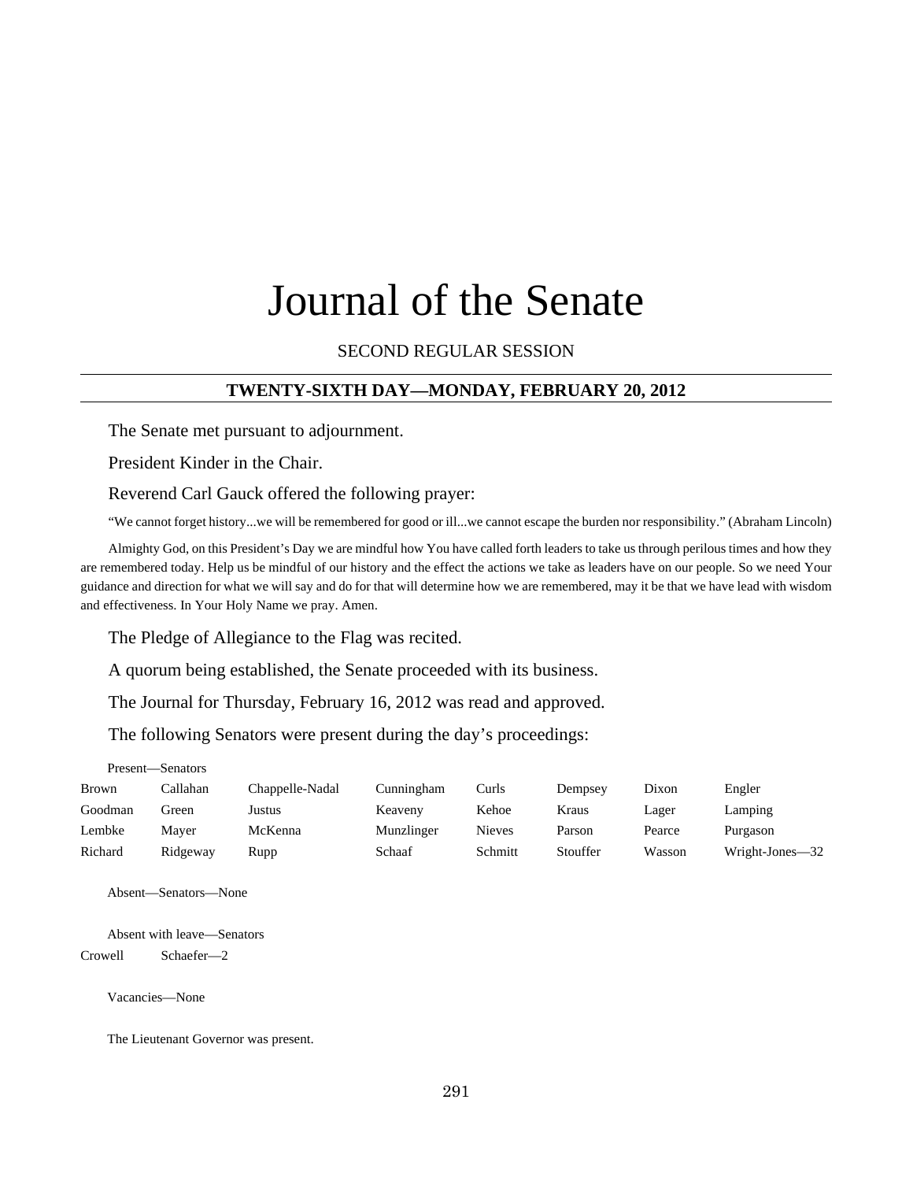# Journal of the Senate

SECOND REGULAR SESSION

## TWENTY-SIXTH DAY—MONDAY, FEBRUARY 20, 2012

The Senate met pursuant to adjournment.

President Kinder in the Chair.

Reverend Carl Gauck offered the following prayer:

"We cannot forget history...we will be remembered for good or ill...we cannot escape the burden nor responsibility." (Abraham Lincoln)

Almighty God, on this President's Day we are mindful how You have called forth leaders to take us through perilous times and how they are remembered today. Help us be mindful of our history and the effect the actions we take as leaders have on our people. So we need Your guidance and direction for what we will say and do for that will determine how we are remembered, may it be that we have lead with wisdom and effectiveness. In Your Holy Name we pray. Amen.

The Pledge of Allegiance to the Flag was recited.

A quorum being established, the Senate proceeded with its business.

The Journal for Thursday, February 16, 2012 was read and approved.

The following Senators were present during the day's proceedings:

Present—Senators

| | | | | | | | |
|---|---|---|---|---|---|---|---|
| Brown | Callahan | Chappelle-Nadal | Cunningham | Curls | Dempsey | Dixon | Engler |
| Goodman | Green | Justus | Keaveny | Kehoe | Kraus | Lager | Lamping |
| Lembke | Mayer | McKenna | Munzlinger | Nieves | Parson | Pearce | Purgason |
| Richard | Ridgeway | Rupp | Schaaf | Schmitt | Stouffer | Wasson | Wright-Jones—32 |

Absent—Senators—None

Absent with leave—Senators

Crowell Schaefer—2

Vacancies—None

The Lieutenant Governor was present.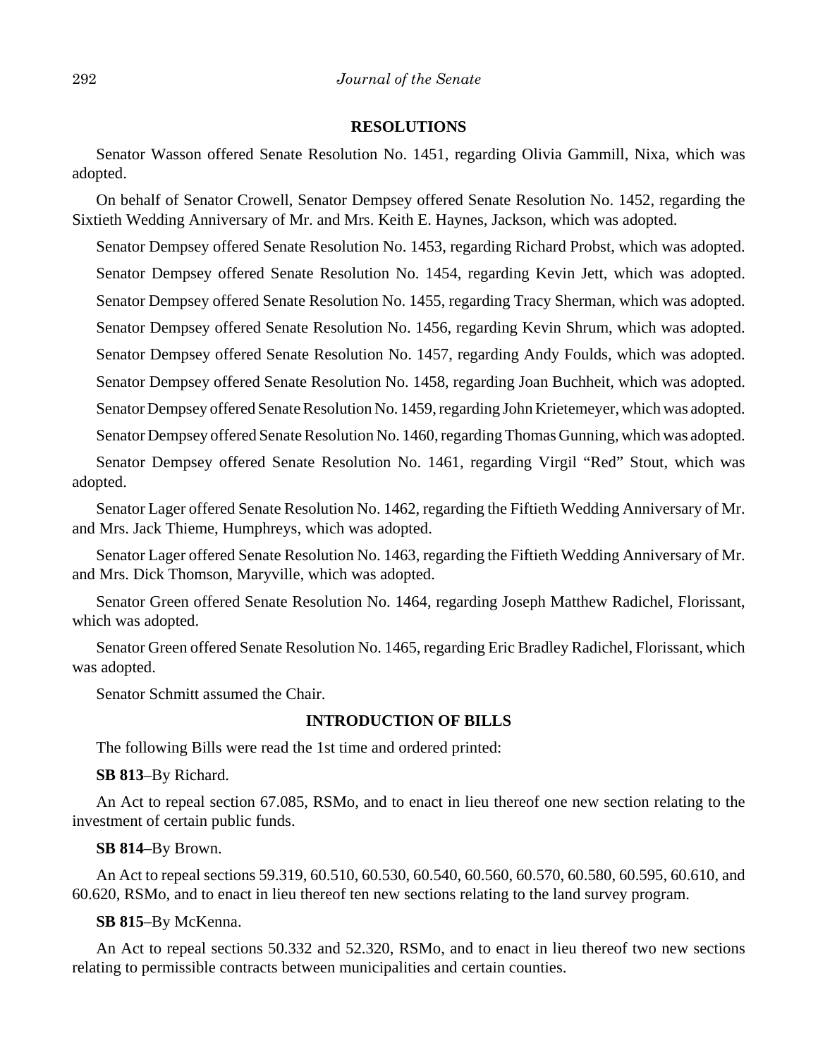## RESOLUTIONS

Senator Wasson offered Senate Resolution No. 1451, regarding Olivia Gammill, Nixa, which was adopted.

On behalf of Senator Crowell, Senator Dempsey offered Senate Resolution No. 1452, regarding the Sixtieth Wedding Anniversary of Mr. and Mrs. Keith E. Haynes, Jackson, which was adopted.

Senator Dempsey offered Senate Resolution No. 1453, regarding Richard Probst, which was adopted.

Senator Dempsey offered Senate Resolution No. 1454, regarding Kevin Jett, which was adopted.

Senator Dempsey offered Senate Resolution No. 1455, regarding Tracy Sherman, which was adopted.

Senator Dempsey offered Senate Resolution No. 1456, regarding Kevin Shrum, which was adopted.

Senator Dempsey offered Senate Resolution No. 1457, regarding Andy Foulds, which was adopted.

Senator Dempsey offered Senate Resolution No. 1458, regarding Joan Buchheit, which was adopted.

Senator Dempsey offered Senate Resolution No. 1459, regarding John Krietemeyer, which was adopted.

Senator Dempsey offered Senate Resolution No. 1460, regarding Thomas Gunning, which was adopted.

Senator Dempsey offered Senate Resolution No. 1461, regarding Virgil "Red" Stout, which was adopted.

Senator Lager offered Senate Resolution No. 1462, regarding the Fiftieth Wedding Anniversary of Mr. and Mrs. Jack Thieme, Humphreys, which was adopted.

Senator Lager offered Senate Resolution No. 1463, regarding the Fiftieth Wedding Anniversary of Mr. and Mrs. Dick Thomson, Maryville, which was adopted.

Senator Green offered Senate Resolution No. 1464, regarding Joseph Matthew Radichel, Florissant, which was adopted.

Senator Green offered Senate Resolution No. 1465, regarding Eric Bradley Radichel, Florissant, which was adopted.

Senator Schmitt assumed the Chair.

## INTRODUCTION OF BILLS

The following Bills were read the 1st time and ordered printed:

**SB 813**–By Richard.

An Act to repeal section 67.085, RSMo, and to enact in lieu thereof one new section relating to the investment of certain public funds.

**SB 814**–By Brown.

An Act to repeal sections 59.319, 60.510, 60.530, 60.540, 60.560, 60.570, 60.580, 60.595, 60.610, and 60.620, RSMo, and to enact in lieu thereof ten new sections relating to the land survey program.

**SB 815**–By McKenna.

An Act to repeal sections 50.332 and 52.320, RSMo, and to enact in lieu thereof two new sections relating to permissible contracts between municipalities and certain counties.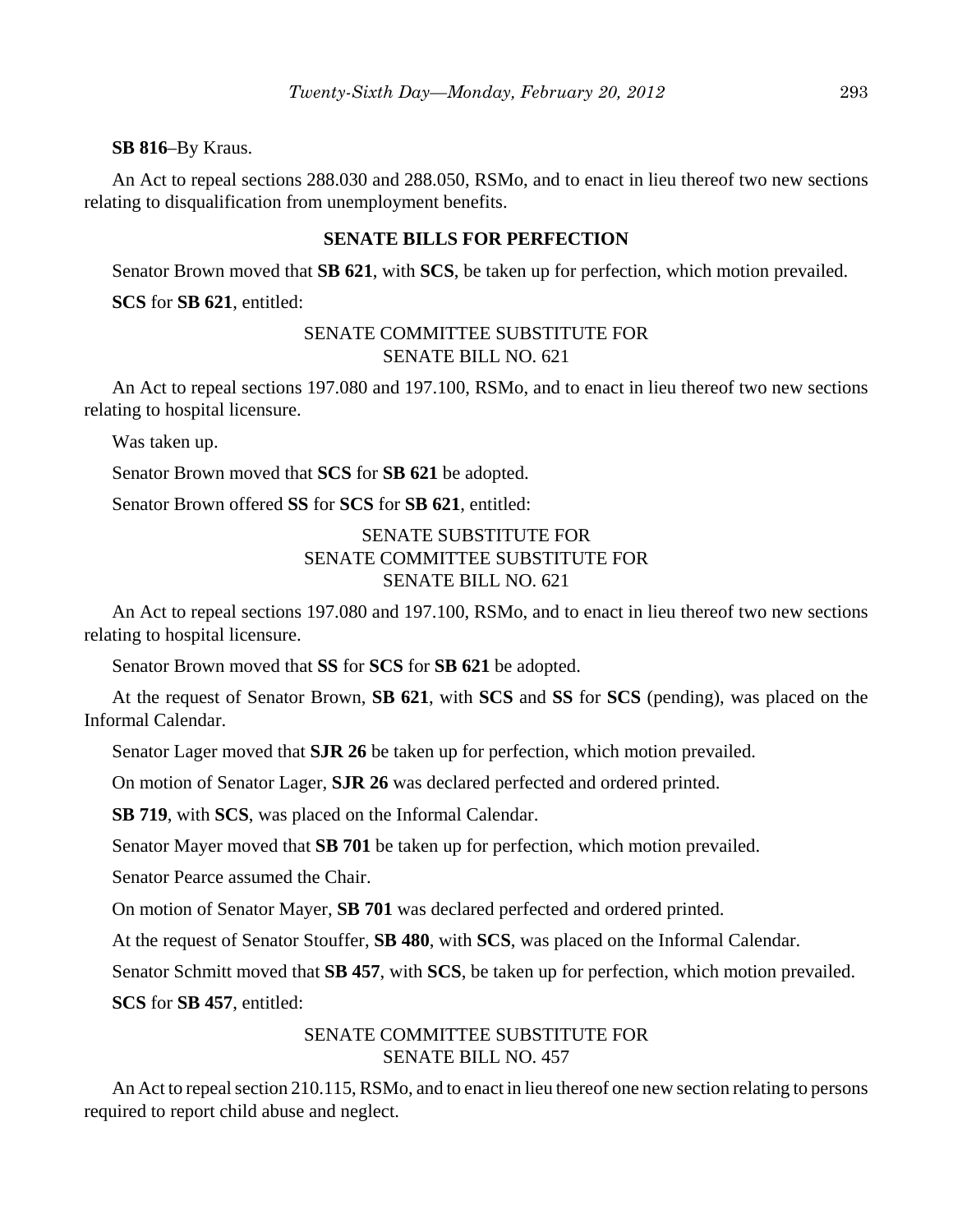**SB 816**–By Kraus.

An Act to repeal sections 288.030 and 288.050, RSMo, and to enact in lieu thereof two new sections relating to disqualification from unemployment benefits.

## SENATE BILLS FOR PERFECTION

Senator Brown moved that **SB 621**, with **SCS**, be taken up for perfection, which motion prevailed.

**SCS** for **SB 621**, entitled:

SENATE COMMITTEE SUBSTITUTE FOR
SENATE BILL NO. 621

An Act to repeal sections 197.080 and 197.100, RSMo, and to enact in lieu thereof two new sections relating to hospital licensure.

Was taken up.

Senator Brown moved that **SCS** for **SB 621** be adopted.

Senator Brown offered **SS** for **SCS** for **SB 621**, entitled:

SENATE SUBSTITUTE FOR
SENATE COMMITTEE SUBSTITUTE FOR
SENATE BILL NO. 621

An Act to repeal sections 197.080 and 197.100, RSMo, and to enact in lieu thereof two new sections relating to hospital licensure.

Senator Brown moved that **SS** for **SCS** for **SB 621** be adopted.

At the request of Senator Brown, **SB 621**, with **SCS** and **SS** for **SCS** (pending), was placed on the Informal Calendar.

Senator Lager moved that **SJR 26** be taken up for perfection, which motion prevailed.

On motion of Senator Lager, **SJR 26** was declared perfected and ordered printed.

**SB 719**, with **SCS**, was placed on the Informal Calendar.

Senator Mayer moved that **SB 701** be taken up for perfection, which motion prevailed.

Senator Pearce assumed the Chair.

On motion of Senator Mayer, **SB 701** was declared perfected and ordered printed.

At the request of Senator Stouffer, **SB 480**, with **SCS**, was placed on the Informal Calendar.

Senator Schmitt moved that **SB 457**, with **SCS**, be taken up for perfection, which motion prevailed.

**SCS** for **SB 457**, entitled:

SENATE COMMITTEE SUBSTITUTE FOR
SENATE BILL NO. 457

An Act to repeal section 210.115, RSMo, and to enact in lieu thereof one new section relating to persons required to report child abuse and neglect.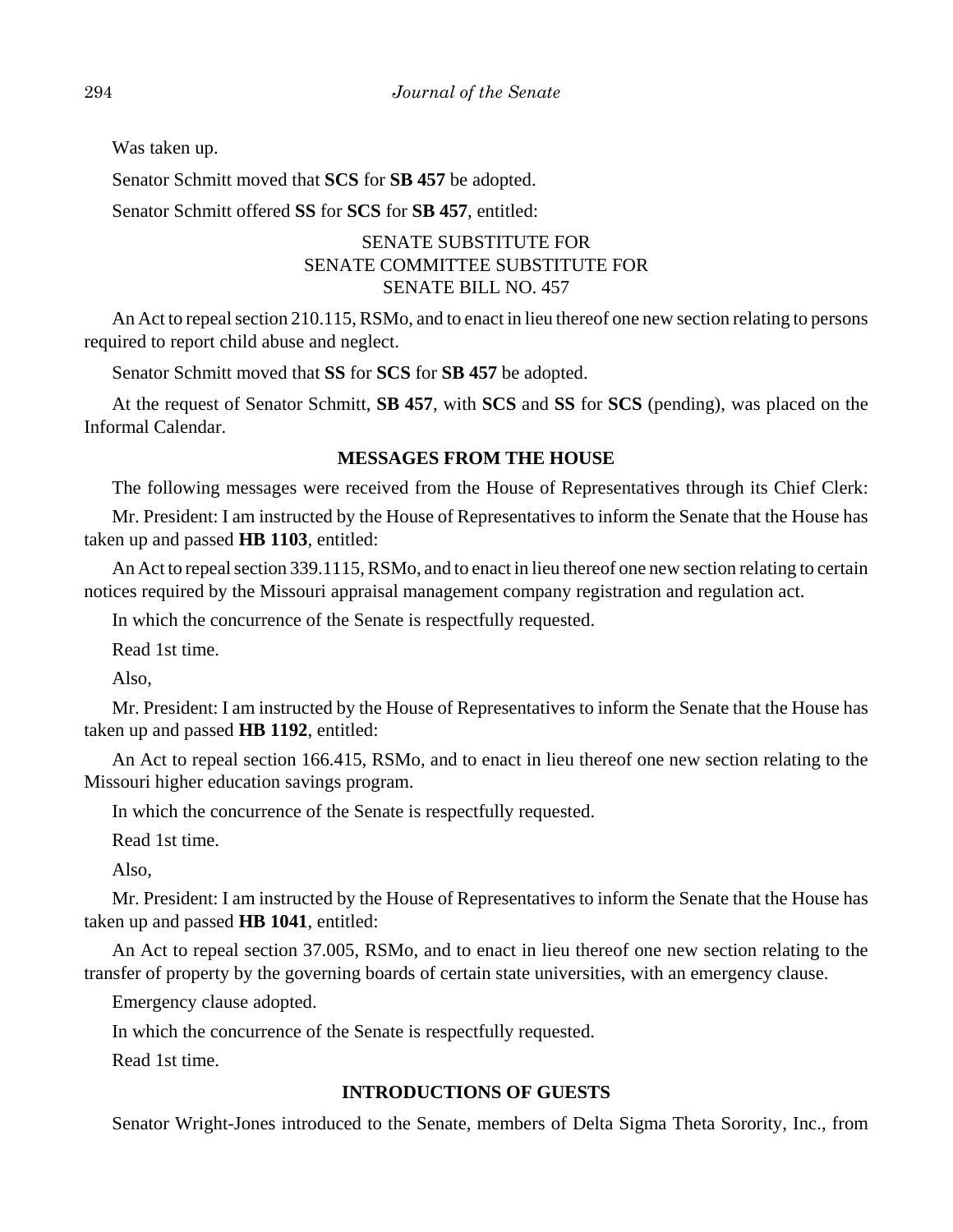Was taken up.

Senator Schmitt moved that **SCS** for **SB 457** be adopted.

Senator Schmitt offered **SS** for **SCS** for **SB 457**, entitled:

SENATE SUBSTITUTE FOR
SENATE COMMITTEE SUBSTITUTE FOR
SENATE BILL NO. 457

An Act to repeal section 210.115, RSMo, and to enact in lieu thereof one new section relating to persons required to report child abuse and neglect.

Senator Schmitt moved that **SS** for **SCS** for **SB 457** be adopted.

At the request of Senator Schmitt, **SB 457**, with **SCS** and **SS** for **SCS** (pending), was placed on the Informal Calendar.

**MESSAGES FROM THE HOUSE**

The following messages were received from the House of Representatives through its Chief Clerk:

Mr. President: I am instructed by the House of Representatives to inform the Senate that the House has taken up and passed **HB 1103**, entitled:

An Act to repeal section 339.1115, RSMo, and to enact in lieu thereof one new section relating to certain notices required by the Missouri appraisal management company registration and regulation act.

In which the concurrence of the Senate is respectfully requested.

Read 1st time.

Also,

Mr. President: I am instructed by the House of Representatives to inform the Senate that the House has taken up and passed **HB 1192**, entitled:

An Act to repeal section 166.415, RSMo, and to enact in lieu thereof one new section relating to the Missouri higher education savings program.

In which the concurrence of the Senate is respectfully requested.

Read 1st time.

Also,

Mr. President: I am instructed by the House of Representatives to inform the Senate that the House has taken up and passed **HB 1041**, entitled:

An Act to repeal section 37.005, RSMo, and to enact in lieu thereof one new section relating to the transfer of property by the governing boards of certain state universities, with an emergency clause.

Emergency clause adopted.

In which the concurrence of the Senate is respectfully requested.

Read 1st time.

**INTRODUCTIONS OF GUESTS**

Senator Wright-Jones introduced to the Senate, members of Delta Sigma Theta Sorority, Inc., from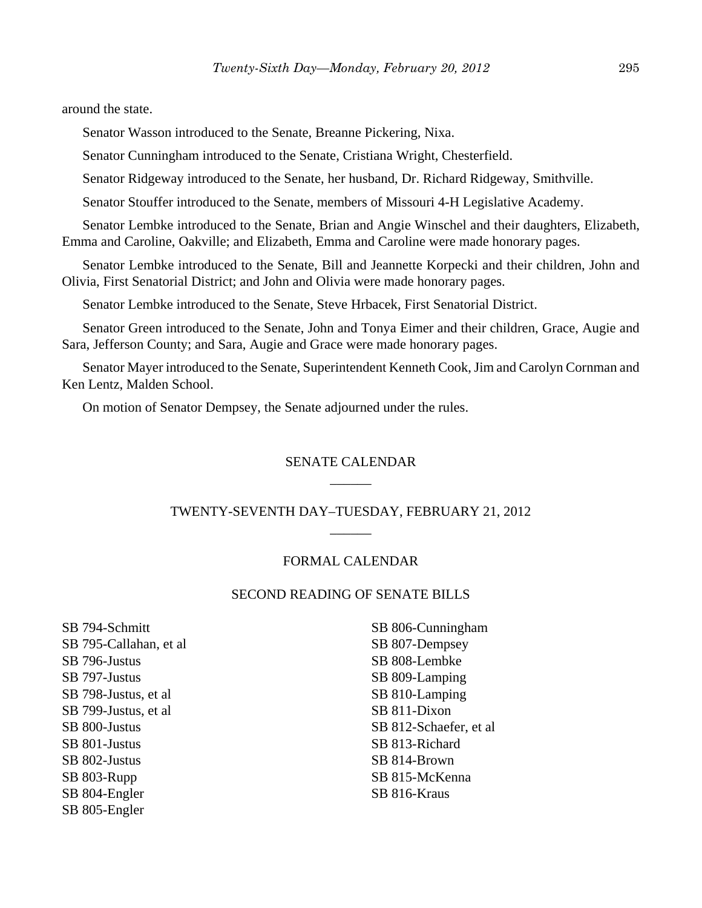around the state.

Senator Wasson introduced to the Senate, Breanne Pickering, Nixa.

Senator Cunningham introduced to the Senate, Cristiana Wright, Chesterfield.

Senator Ridgeway introduced to the Senate, her husband, Dr. Richard Ridgeway, Smithville.

Senator Stouffer introduced to the Senate, members of Missouri 4-H Legislative Academy.

Senator Lembke introduced to the Senate, Brian and Angie Winschel and their daughters, Elizabeth, Emma and Caroline, Oakville; and Elizabeth, Emma and Caroline were made honorary pages.

Senator Lembke introduced to the Senate, Bill and Jeannette Korpecki and their children, John and Olivia, First Senatorial District; and John and Olivia were made honorary pages.

Senator Lembke introduced to the Senate, Steve Hrbacek, First Senatorial District.

Senator Green introduced to the Senate, John and Tonya Eimer and their children, Grace, Augie and Sara, Jefferson County; and Sara, Augie and Grace were made honorary pages.

Senator Mayer introduced to the Senate, Superintendent Kenneth Cook, Jim and Carolyn Cornman and Ken Lentz, Malden School.

On motion of Senator Dempsey, the Senate adjourned under the rules.

## SENATE CALENDAR

## TWENTY-SEVENTH DAY–TUESDAY, FEBRUARY 21, 2012

### FORMAL CALENDAR

### SECOND READING OF SENATE BILLS

SB 794-Schmitt
SB 795-Callahan, et al
SB 796-Justus
SB 797-Justus
SB 798-Justus, et al
SB 799-Justus, et al
SB 800-Justus
SB 801-Justus
SB 802-Justus
SB 803-Rupp
SB 804-Engler
SB 805-Engler
SB 806-Cunningham
SB 807-Dempsey
SB 808-Lembke
SB 809-Lamping
SB 810-Lamping
SB 811-Dixon
SB 812-Schaefer, et al
SB 813-Richard
SB 814-Brown
SB 815-McKenna
SB 816-Kraus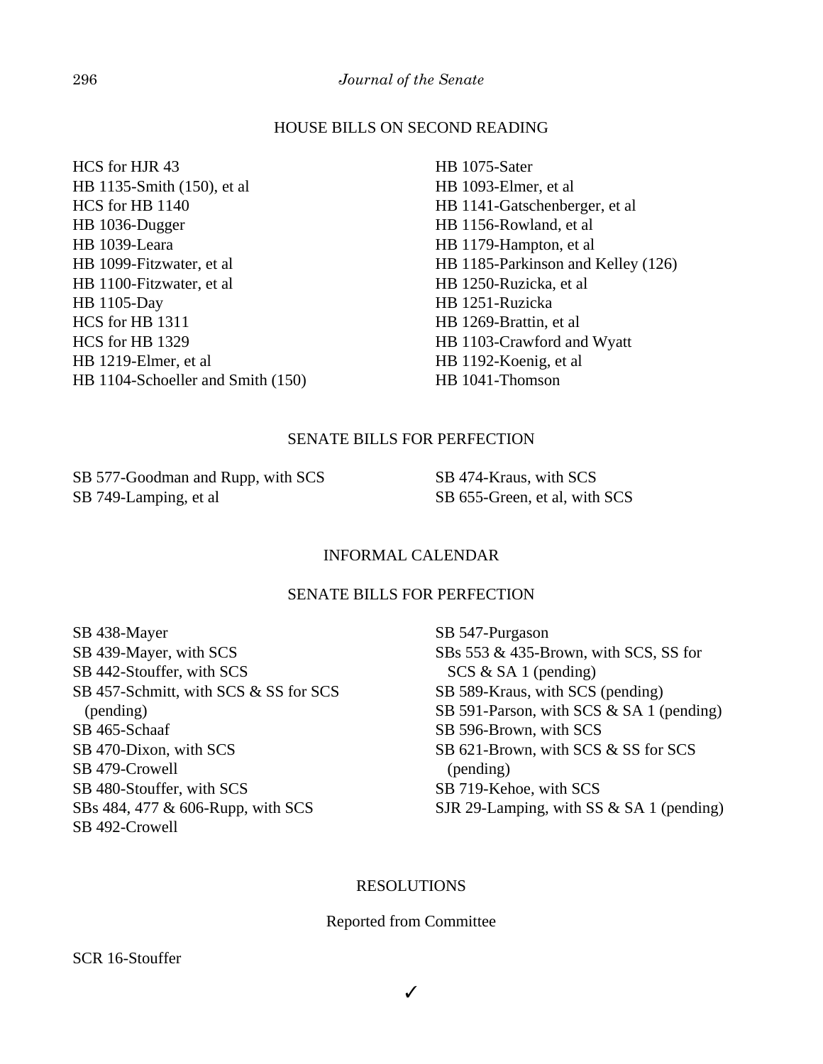## HOUSE BILLS ON SECOND READING

HCS for HJR 43
HB 1135-Smith (150), et al
HCS for HB 1140
HB 1036-Dugger
HB 1039-Leara
HB 1099-Fitzwater, et al
HB 1100-Fitzwater, et al
HB 1105-Day
HCS for HB 1311
HCS for HB 1329
HB 1219-Elmer, et al
HB 1104-Schoeller and Smith (150)
HB 1075-Sater
HB 1093-Elmer, et al
HB 1141-Gatschenberger, et al
HB 1156-Rowland, et al
HB 1179-Hampton, et al
HB 1185-Parkinson and Kelley (126)
HB 1250-Ruzicka, et al
HB 1251-Ruzicka
HB 1269-Brattin, et al
HB 1103-Crawford and Wyatt
HB 1192-Koenig, et al
HB 1041-Thomson

## SENATE BILLS FOR PERFECTION

SB 577-Goodman and Rupp, with SCS
SB 749-Lamping, et al
SB 474-Kraus, with SCS
SB 655-Green, et al, with SCS

## INFORMAL CALENDAR

## SENATE BILLS FOR PERFECTION

SB 438-Mayer
SB 439-Mayer, with SCS
SB 442-Stouffer, with SCS
SB 457-Schmitt, with SCS & SS for SCS (pending)
SB 465-Schaaf
SB 470-Dixon, with SCS
SB 479-Crowell
SB 480-Stouffer, with SCS
SBs 484, 477 & 606-Rupp, with SCS
SB 492-Crowell
SB 547-Purgason
SBs 553 & 435-Brown, with SCS, SS for SCS & SA 1 (pending)
SB 589-Kraus, with SCS (pending)
SB 591-Parson, with SCS & SA 1 (pending)
SB 596-Brown, with SCS
SB 621-Brown, with SCS & SS for SCS (pending)
SB 719-Kehoe, with SCS
SJR 29-Lamping, with SS & SA 1 (pending)

## RESOLUTIONS

Reported from Committee

SCR 16-Stouffer

✓